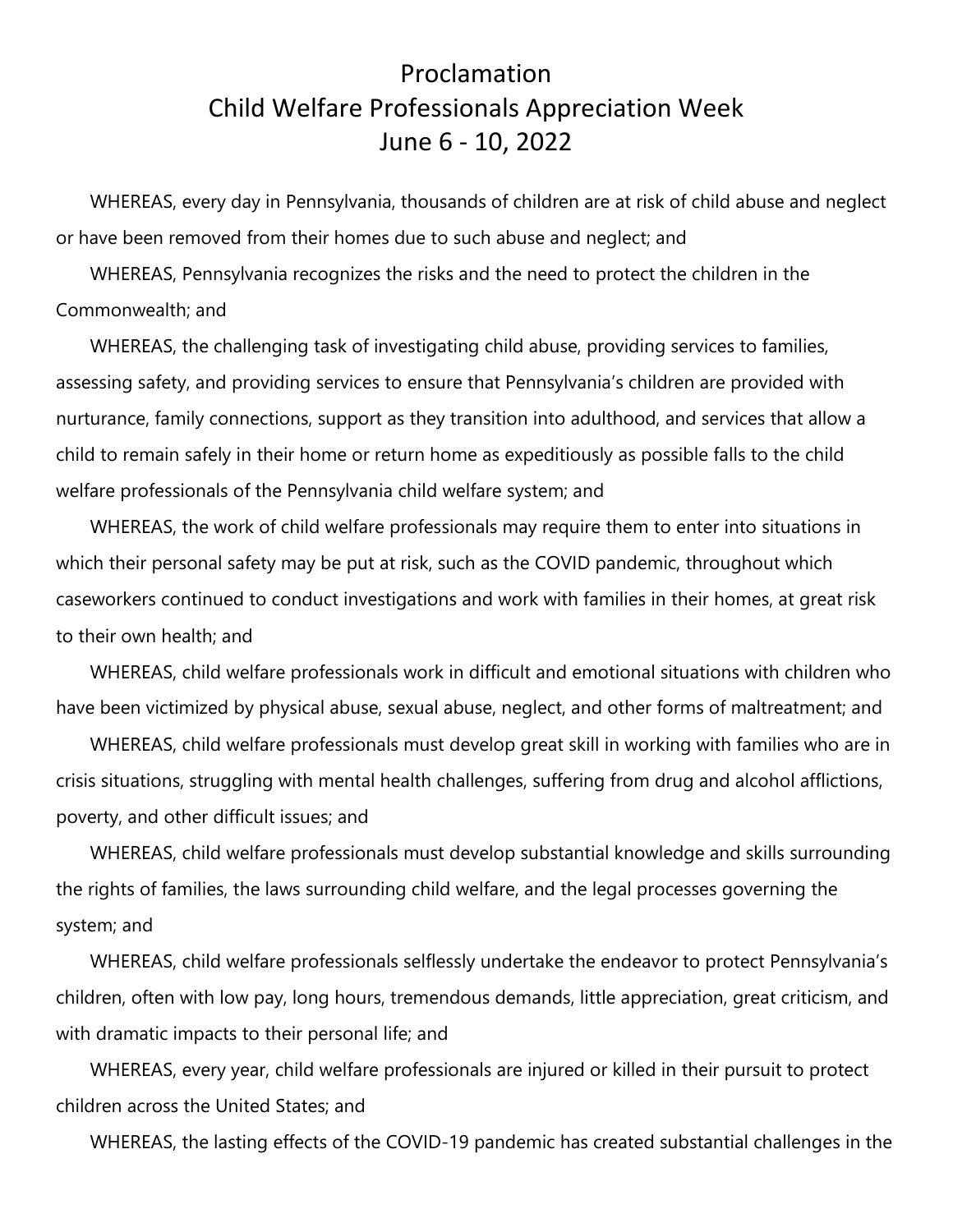# Proclamation
# Child Welfare Professionals Appreciation Week
# June 6 - 10, 2022

WHEREAS, every day in Pennsylvania, thousands of children are at risk of child abuse and neglect or have been removed from their homes due to such abuse and neglect; and

WHEREAS, Pennsylvania recognizes the risks and the need to protect the children in the Commonwealth; and

WHEREAS, the challenging task of investigating child abuse, providing services to families, assessing safety, and providing services to ensure that Pennsylvania's children are provided with nurturance, family connections, support as they transition into adulthood, and services that allow a child to remain safely in their home or return home as expeditiously as possible falls to the child welfare professionals of the Pennsylvania child welfare system; and

WHEREAS, the work of child welfare professionals may require them to enter into situations in which their personal safety may be put at risk, such as the COVID pandemic, throughout which caseworkers continued to conduct investigations and work with families in their homes, at great risk to their own health; and

WHEREAS, child welfare professionals work in difficult and emotional situations with children who have been victimized by physical abuse, sexual abuse, neglect, and other forms of maltreatment; and

WHEREAS, child welfare professionals must develop great skill in working with families who are in crisis situations, struggling with mental health challenges, suffering from drug and alcohol afflictions, poverty, and other difficult issues; and

WHEREAS, child welfare professionals must develop substantial knowledge and skills surrounding the rights of families, the laws surrounding child welfare, and the legal processes governing the system; and

WHEREAS, child welfare professionals selflessly undertake the endeavor to protect Pennsylvania's children, often with low pay, long hours, tremendous demands, little appreciation, great criticism, and with dramatic impacts to their personal life; and

WHEREAS, every year, child welfare professionals are injured or killed in their pursuit to protect children across the United States; and

WHEREAS, the lasting effects of the COVID-19 pandemic has created substantial challenges in the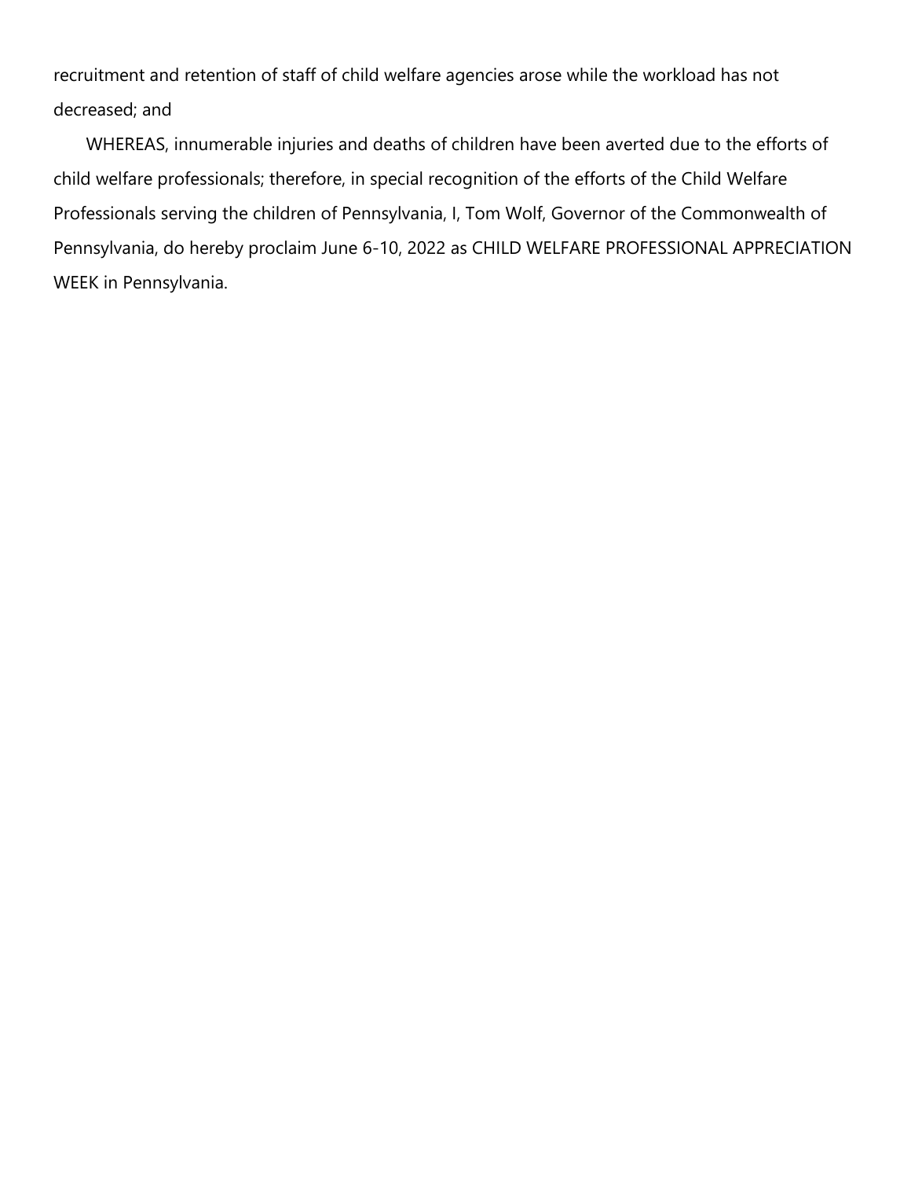recruitment and retention of staff of child welfare agencies arose while the workload has not decreased; and

WHEREAS, innumerable injuries and deaths of children have been averted due to the efforts of child welfare professionals; therefore, in special recognition of the efforts of the Child Welfare Professionals serving the children of Pennsylvania, I, Tom Wolf, Governor of the Commonwealth of Pennsylvania, do hereby proclaim June 6-10, 2022 as CHILD WELFARE PROFESSIONAL APPRECIATION WEEK in Pennsylvania.